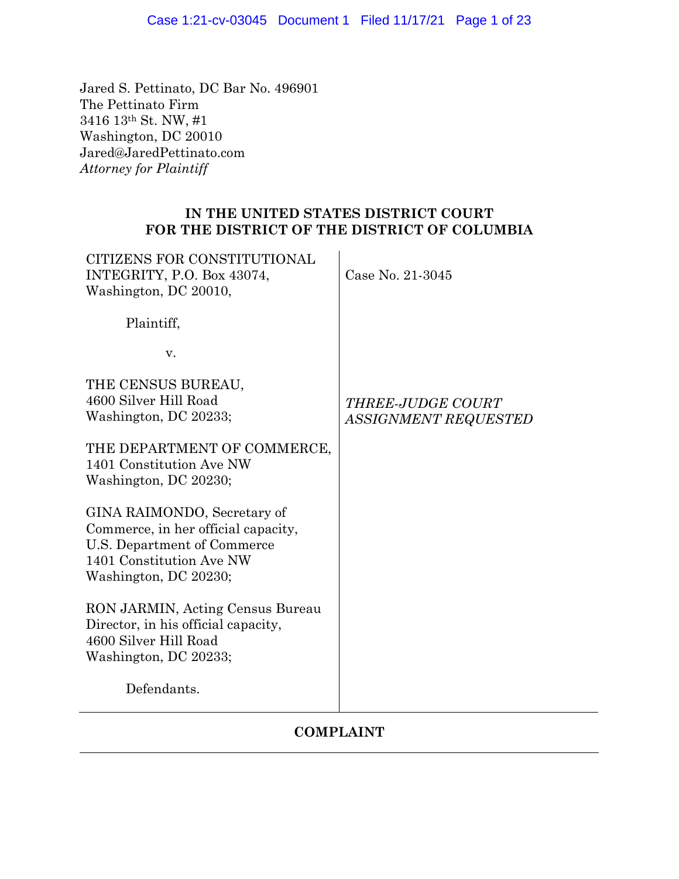Jared S. Pettinato, DC Bar No. 496901
The Pettinato Firm
3416 13th St. NW, #1
Washington, DC 20010
Jared@JaredPettinato.com
*Attorney for Plaintiff*

**IN THE UNITED STATES DISTRICT COURT
FOR THE DISTRICT OF THE DISTRICT OF COLUMBIA**

| | |
|---|---|
| CITIZENS FOR CONSTITUTIONAL INTEGRITY, P.O. Box 43074, Washington, DC 20010,<br><br>Plaintiff,<br><br>v.<br><br>THE CENSUS BUREAU, 4600 Silver Hill Road Washington, DC 20233;<br><br>THE DEPARTMENT OF COMMERCE, 1401 Constitution Ave NW Washington, DC 20230;<br><br>GINA RAIMONDO, Secretary of Commerce, in her official capacity, U.S. Department of Commerce 1401 Constitution Ave NW Washington, DC 20230;<br><br>RON JARMIN, Acting Census Bureau Director, in his official capacity, 4600 Silver Hill Road Washington, DC 20233;<br><br>Defendants. | Case No. 21-3045<br><br>*THREE-JUDGE COURT ASSIGNMENT REQUESTED* |

**COMPLAINT**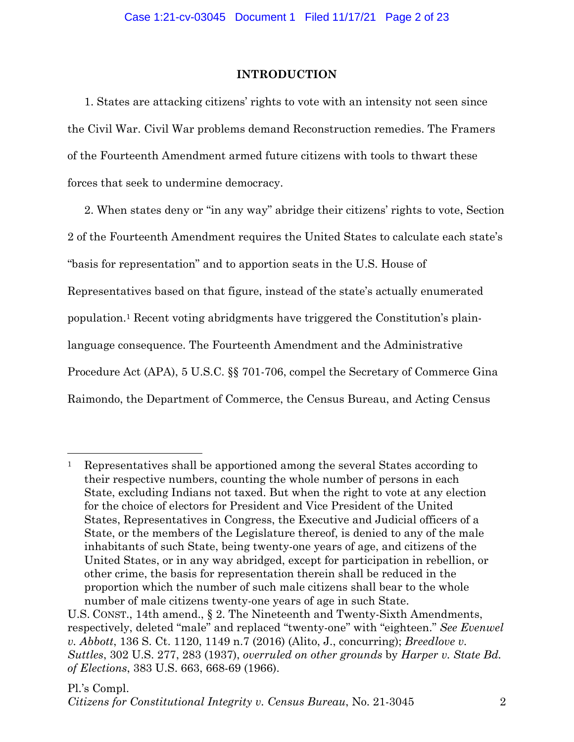## INTRODUCTION

1. States are attacking citizens' rights to vote with an intensity not seen since the Civil War. Civil War problems demand Reconstruction remedies. The Framers of the Fourteenth Amendment armed future citizens with tools to thwart these forces that seek to undermine democracy.

2. When states deny or "in any way" abridge their citizens' rights to vote, Section 2 of the Fourteenth Amendment requires the United States to calculate each state's "basis for representation" and to apportion seats in the U.S. House of Representatives based on that figure, instead of the state's actually enumerated population.[1] Recent voting abridgments have triggered the Constitution's plain-language consequence. The Fourteenth Amendment and the Administrative Procedure Act (APA), 5 U.S.C. §§ 701-706, compel the Secretary of Commerce Gina Raimondo, the Department of Commerce, the Census Bureau, and Acting Census

---

[1] Representatives shall be apportioned among the several States according to their respective numbers, counting the whole number of persons in each State, excluding Indians not taxed. But when the right to vote at any election for the choice of electors for President and Vice President of the United States, Representatives in Congress, the Executive and Judicial officers of a State, or the members of the Legislature thereof, is denied to any of the male inhabitants of such State, being twenty-one years of age, and citizens of the United States, or in any way abridged, except for participation in rebellion, or other crime, the basis for representation therein shall be reduced in the proportion which the number of such male citizens shall bear to the whole number of male citizens twenty-one years of age in such State.

U.S. CONST., 14th amend., § 2. The Nineteenth and Twenty-Sixth Amendments, respectively, deleted "male" and replaced "twenty-one" with "eighteen." *See Evenwel v. Abbott*, 136 S. Ct. 1120, 1149 n.7 (2016) (Alito, J., concurring); *Breedlove v. Suttles*, 302 U.S. 277, 283 (1937), *overruled on other grounds* by *Harper v. State Bd. of Elections*, 383 U.S. 663, 668-69 (1966).

Pl.'s Compl.
*Citizens for Constitutional Integrity v. Census Bureau*, No. 21-3045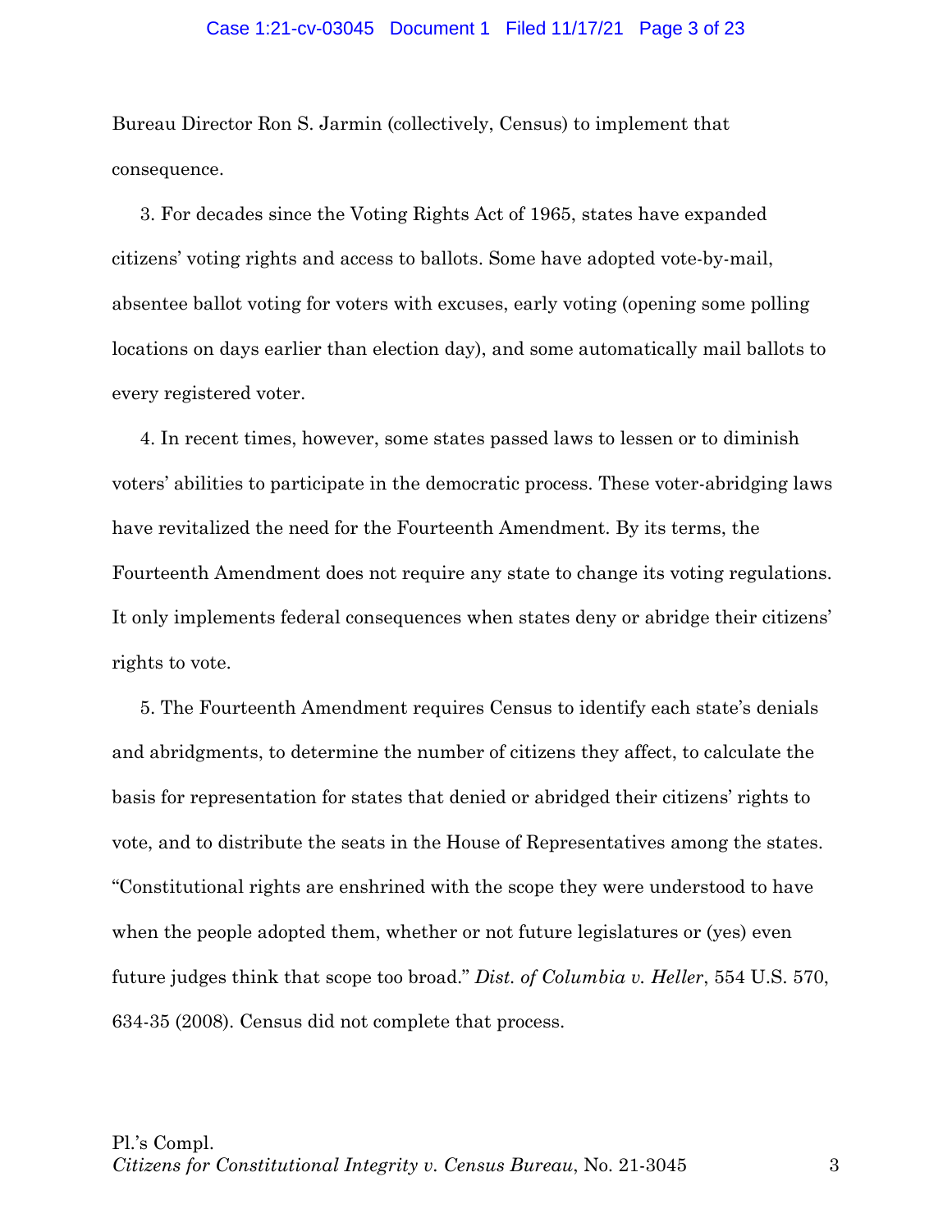Bureau Director Ron S. Jarmin (collectively, Census) to implement that consequence.

3. For decades since the Voting Rights Act of 1965, states have expanded citizens' voting rights and access to ballots. Some have adopted vote-by-mail, absentee ballot voting for voters with excuses, early voting (opening some polling locations on days earlier than election day), and some automatically mail ballots to every registered voter.

4. In recent times, however, some states passed laws to lessen or to diminish voters' abilities to participate in the democratic process. These voter-abridging laws have revitalized the need for the Fourteenth Amendment. By its terms, the Fourteenth Amendment does not require any state to change its voting regulations. It only implements federal consequences when states deny or abridge their citizens' rights to vote.

5. The Fourteenth Amendment requires Census to identify each state's denials and abridgments, to determine the number of citizens they affect, to calculate the basis for representation for states that denied or abridged their citizens' rights to vote, and to distribute the seats in the House of Representatives among the states. "Constitutional rights are enshrined with the scope they were understood to have when the people adopted them, whether or not future legislatures or (yes) even future judges think that scope too broad." *Dist. of Columbia v. Heller*, 554 U.S. 570, 634-35 (2008). Census did not complete that process.

Pl.'s Compl.
*Citizens for Constitutional Integrity v. Census Bureau*, No. 21-3045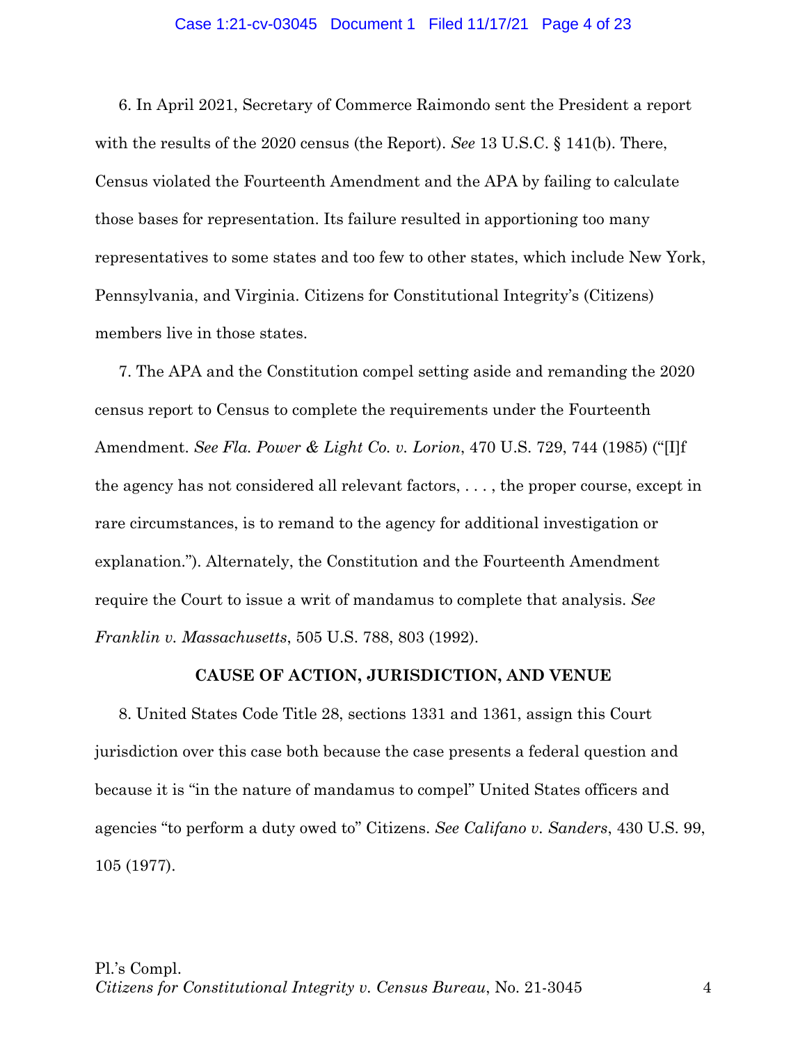6. In April 2021, Secretary of Commerce Raimondo sent the President a report with the results of the 2020 census (the Report). *See* 13 U.S.C. § 141(b). There, Census violated the Fourteenth Amendment and the APA by failing to calculate those bases for representation. Its failure resulted in apportioning too many representatives to some states and too few to other states, which include New York, Pennsylvania, and Virginia. Citizens for Constitutional Integrity's (Citizens) members live in those states.

7. The APA and the Constitution compel setting aside and remanding the 2020 census report to Census to complete the requirements under the Fourteenth Amendment. *See Fla. Power & Light Co. v. Lorion*, 470 U.S. 729, 744 (1985) ("[I]f the agency has not considered all relevant factors, . . . , the proper course, except in rare circumstances, is to remand to the agency for additional investigation or explanation."). Alternately, the Constitution and the Fourteenth Amendment require the Court to issue a writ of mandamus to complete that analysis. *See Franklin v. Massachusetts*, 505 U.S. 788, 803 (1992).

## CAUSE OF ACTION, JURISDICTION, AND VENUE

8. United States Code Title 28, sections 1331 and 1361, assign this Court jurisdiction over this case both because the case presents a federal question and because it is "in the nature of mandamus to compel" United States officers and agencies "to perform a duty owed to" Citizens. *See Califano v. Sanders*, 430 U.S. 99, 105 (1977).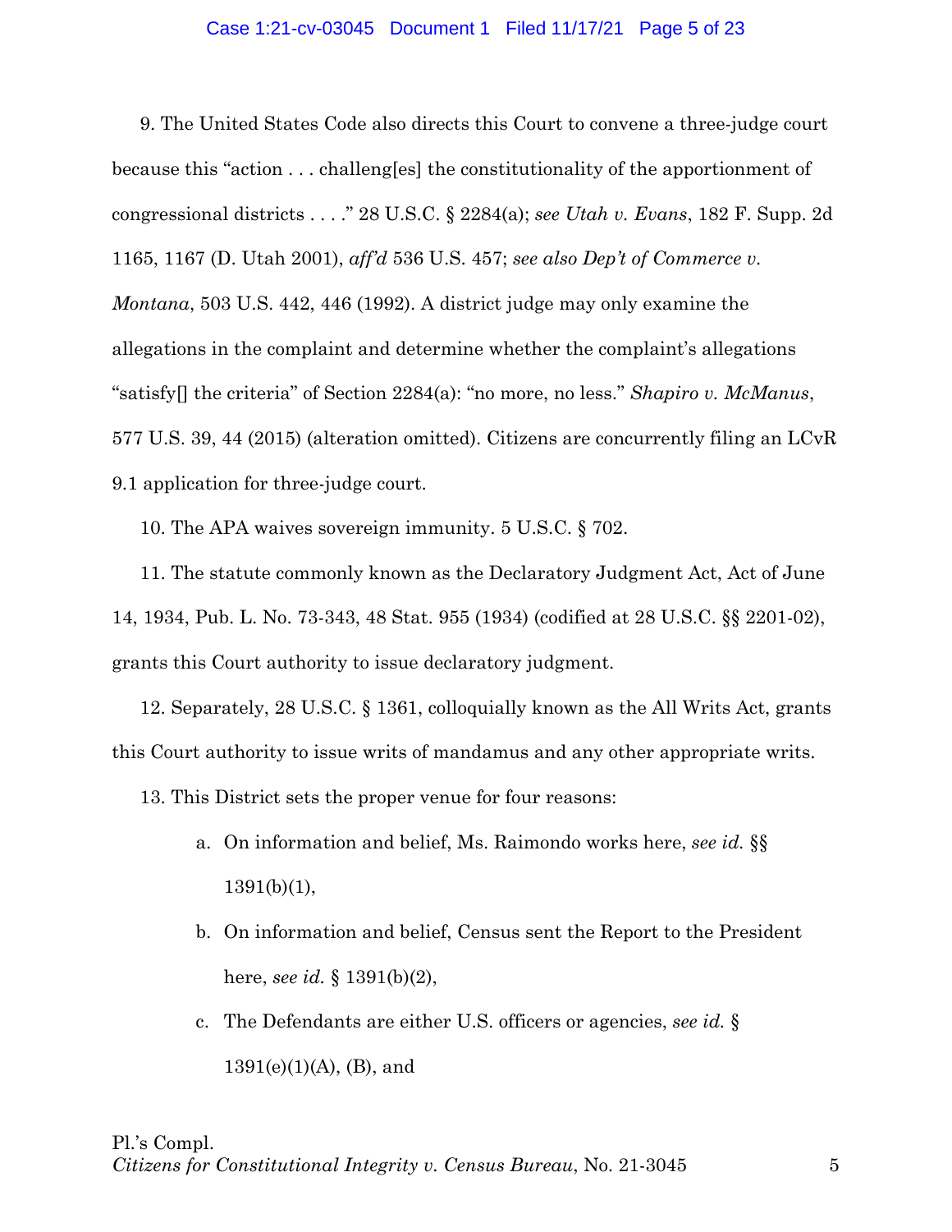9. The United States Code also directs this Court to convene a three-judge court because this "action . . . challeng[es] the constitutionality of the apportionment of congressional districts . . . ." 28 U.S.C. § 2284(a); *see Utah v. Evans*, 182 F. Supp. 2d 1165, 1167 (D. Utah 2001), *aff'd* 536 U.S. 457; *see also Dep't of Commerce v. Montana*, 503 U.S. 442, 446 (1992). A district judge may only examine the allegations in the complaint and determine whether the complaint's allegations "satisfy[] the criteria" of Section 2284(a): "no more, no less." *Shapiro v. McManus*, 577 U.S. 39, 44 (2015) (alteration omitted). Citizens are concurrently filing an LCvR 9.1 application for three-judge court.

10. The APA waives sovereign immunity. 5 U.S.C. § 702.

11. The statute commonly known as the Declaratory Judgment Act, Act of June 14, 1934, Pub. L. No. 73-343, 48 Stat. 955 (1934) (codified at 28 U.S.C. §§ 2201-02), grants this Court authority to issue declaratory judgment.

12. Separately, 28 U.S.C. § 1361, colloquially known as the All Writs Act, grants this Court authority to issue writs of mandamus and any other appropriate writs.

13. This District sets the proper venue for four reasons:

a. On information and belief, Ms. Raimondo works here, *see id.* §§ 1391(b)(1),

b. On information and belief, Census sent the Report to the President here, *see id.* § 1391(b)(2),

c. The Defendants are either U.S. officers or agencies, *see id.* § 1391(e)(1)(A), (B), and

Pl.'s Compl.
*Citizens for Constitutional Integrity v. Census Bureau*, No. 21-3045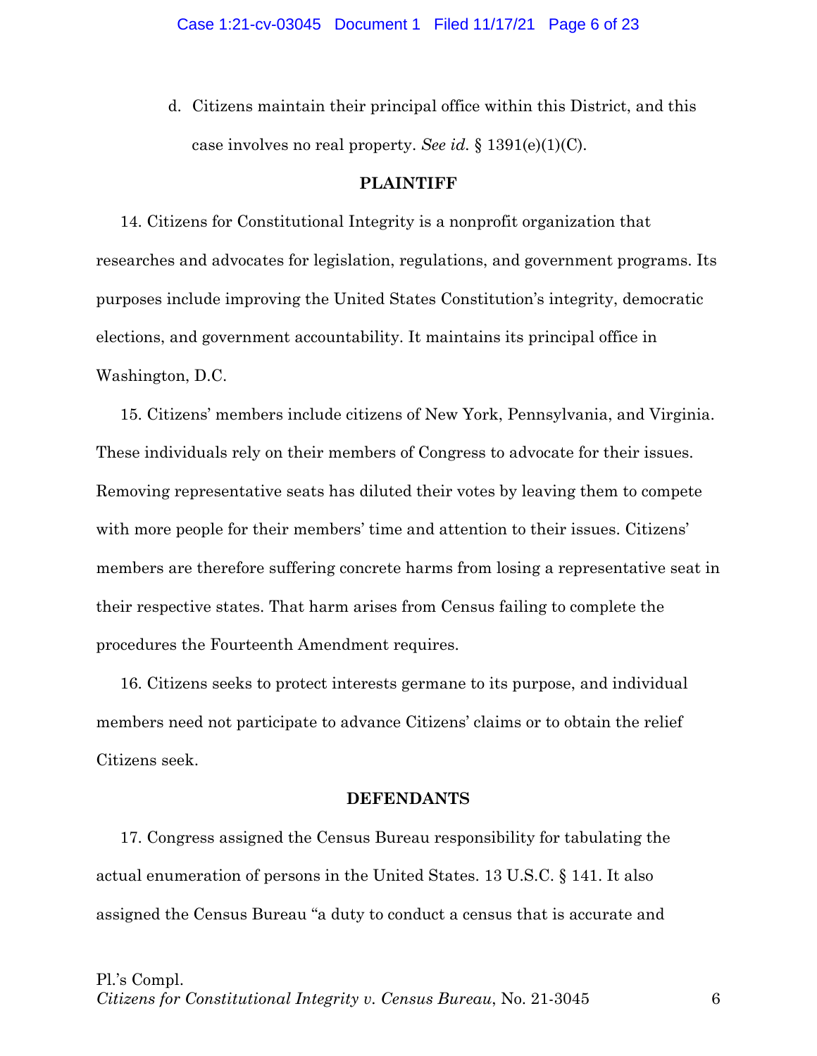d. Citizens maintain their principal office within this District, and this case involves no real property. *See id.* § 1391(e)(1)(C).

## PLAINTIFF

14. Citizens for Constitutional Integrity is a nonprofit organization that researches and advocates for legislation, regulations, and government programs. Its purposes include improving the United States Constitution's integrity, democratic elections, and government accountability. It maintains its principal office in Washington, D.C.

15. Citizens' members include citizens of New York, Pennsylvania, and Virginia. These individuals rely on their members of Congress to advocate for their issues. Removing representative seats has diluted their votes by leaving them to compete with more people for their members' time and attention to their issues. Citizens' members are therefore suffering concrete harms from losing a representative seat in their respective states. That harm arises from Census failing to complete the procedures the Fourteenth Amendment requires.

16. Citizens seeks to protect interests germane to its purpose, and individual members need not participate to advance Citizens' claims or to obtain the relief Citizens seek.

## DEFENDANTS

17. Congress assigned the Census Bureau responsibility for tabulating the actual enumeration of persons in the United States. 13 U.S.C. § 141. It also assigned the Census Bureau "a duty to conduct a census that is accurate and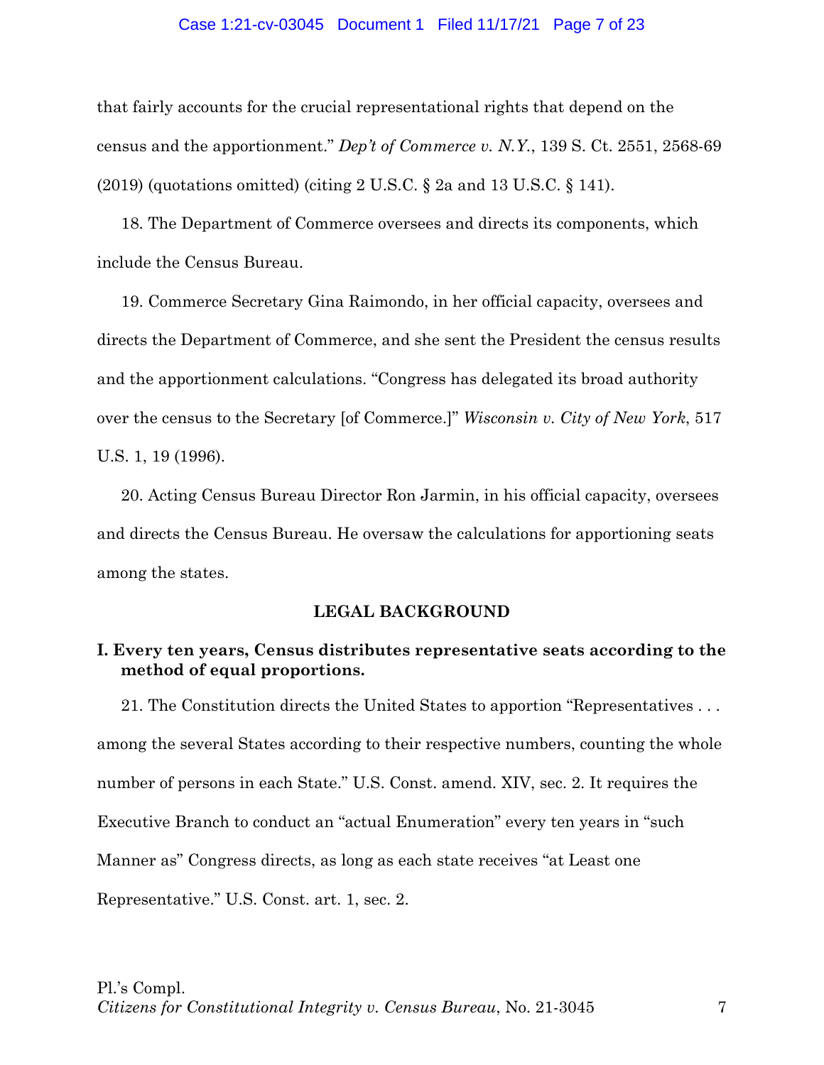that fairly accounts for the crucial representational rights that depend on the census and the apportionment." *Dep't of Commerce v. N.Y.*, 139 S. Ct. 2551, 2568-69 (2019) (quotations omitted) (citing 2 U.S.C. § 2a and 13 U.S.C. § 141).

18. The Department of Commerce oversees and directs its components, which include the Census Bureau.

19. Commerce Secretary Gina Raimondo, in her official capacity, oversees and directs the Department of Commerce, and she sent the President the census results and the apportionment calculations. "Congress has delegated its broad authority over the census to the Secretary [of Commerce.]" *Wisconsin v. City of New York*, 517 U.S. 1, 19 (1996).

20. Acting Census Bureau Director Ron Jarmin, in his official capacity, oversees and directs the Census Bureau. He oversaw the calculations for apportioning seats among the states.

## LEGAL BACKGROUND

### I. Every ten years, Census distributes representative seats according to the method of equal proportions.

21. The Constitution directs the United States to apportion "Representatives . . . among the several States according to their respective numbers, counting the whole number of persons in each State." U.S. Const. amend. XIV, sec. 2. It requires the Executive Branch to conduct an "actual Enumeration" every ten years in "such Manner as" Congress directs, as long as each state receives "at Least one Representative." U.S. Const. art. 1, sec. 2.

Pl.'s Compl.
*Citizens for Constitutional Integrity v. Census Bureau*, No. 21-3045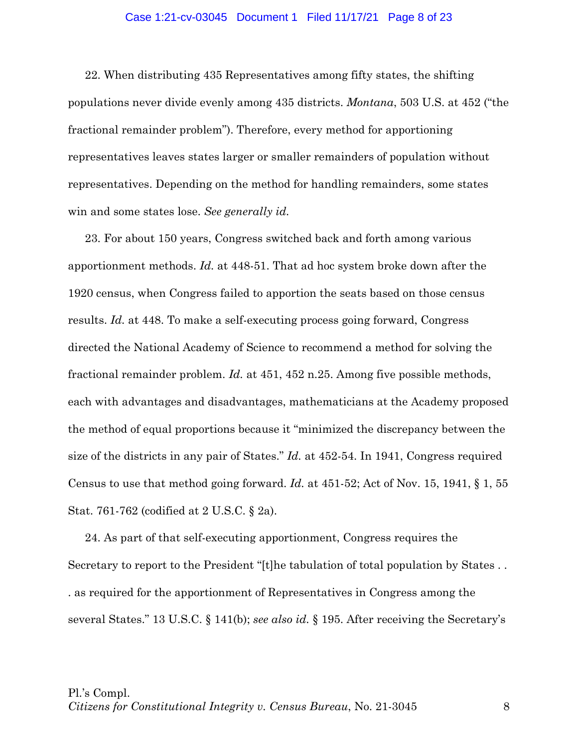22. When distributing 435 Representatives among fifty states, the shifting populations never divide evenly among 435 districts. *Montana*, 503 U.S. at 452 ("the fractional remainder problem"). Therefore, every method for apportioning representatives leaves states larger or smaller remainders of population without representatives. Depending on the method for handling remainders, some states win and some states lose. *See generally id.*

23. For about 150 years, Congress switched back and forth among various apportionment methods. *Id.* at 448-51. That ad hoc system broke down after the 1920 census, when Congress failed to apportion the seats based on those census results. *Id.* at 448. To make a self-executing process going forward, Congress directed the National Academy of Science to recommend a method for solving the fractional remainder problem. *Id.* at 451, 452 n.25. Among five possible methods, each with advantages and disadvantages, mathematicians at the Academy proposed the method of equal proportions because it "minimized the discrepancy between the size of the districts in any pair of States." *Id.* at 452-54. In 1941, Congress required Census to use that method going forward. *Id.* at 451-52; Act of Nov. 15, 1941, § 1, 55 Stat. 761-762 (codified at 2 U.S.C. § 2a).

24. As part of that self-executing apportionment, Congress requires the Secretary to report to the President "[t]he tabulation of total population by States . . . as required for the apportionment of Representatives in Congress among the several States." 13 U.S.C. § 141(b); *see also id.* § 195. After receiving the Secretary's

Pl.'s Compl.
*Citizens for Constitutional Integrity v. Census Bureau*, No. 21-3045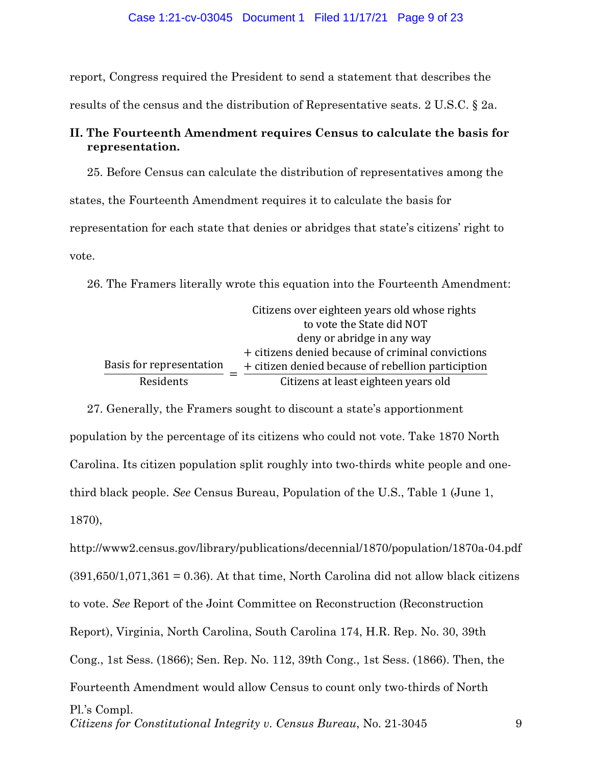report, Congress required the President to send a statement that describes the results of the census and the distribution of Representative seats. 2 U.S.C. § 2a.

## II. The Fourteenth Amendment requires Census to calculate the basis for representation.

25. Before Census can calculate the distribution of representatives among the states, the Fourteenth Amendment requires it to calculate the basis for representation for each state that denies or abridges that state's citizens' right to vote.

26. The Framers literally wrote this equation into the Fourteenth Amendment:

$$\frac{\text{Basis for representation}}{\text{Residents}} = \frac{\begin{array}{c}\text{Citizens over eighteen years old whose rights} \\ \text{to vote the State did NOT} \\ \text{deny or abridge in any way} \\ + \text{ citizens denied because of criminal convictions} \\ + \text{ citizen denied because of rebellion particiption}\end{array}}{\text{Citizens at least eighteen years old}}$$

27. Generally, the Framers sought to discount a state's apportionment population by the percentage of its citizens who could not vote. Take 1870 North Carolina. Its citizen population split roughly into two-thirds white people and one-third black people. *See* Census Bureau, Population of the U.S., Table 1 (June 1, 1870),

http://www2.census.gov/library/publications/decennial/1870/population/1870a-04.pdf (391,650/1,071,361 = 0.36). At that time, North Carolina did not allow black citizens to vote. *See* Report of the Joint Committee on Reconstruction (Reconstruction Report), Virginia, North Carolina, South Carolina 174, H.R. Rep. No. 30, 39th Cong., 1st Sess. (1866); Sen. Rep. No. 112, 39th Cong., 1st Sess. (1866). Then, the Fourteenth Amendment would allow Census to count only two-thirds of North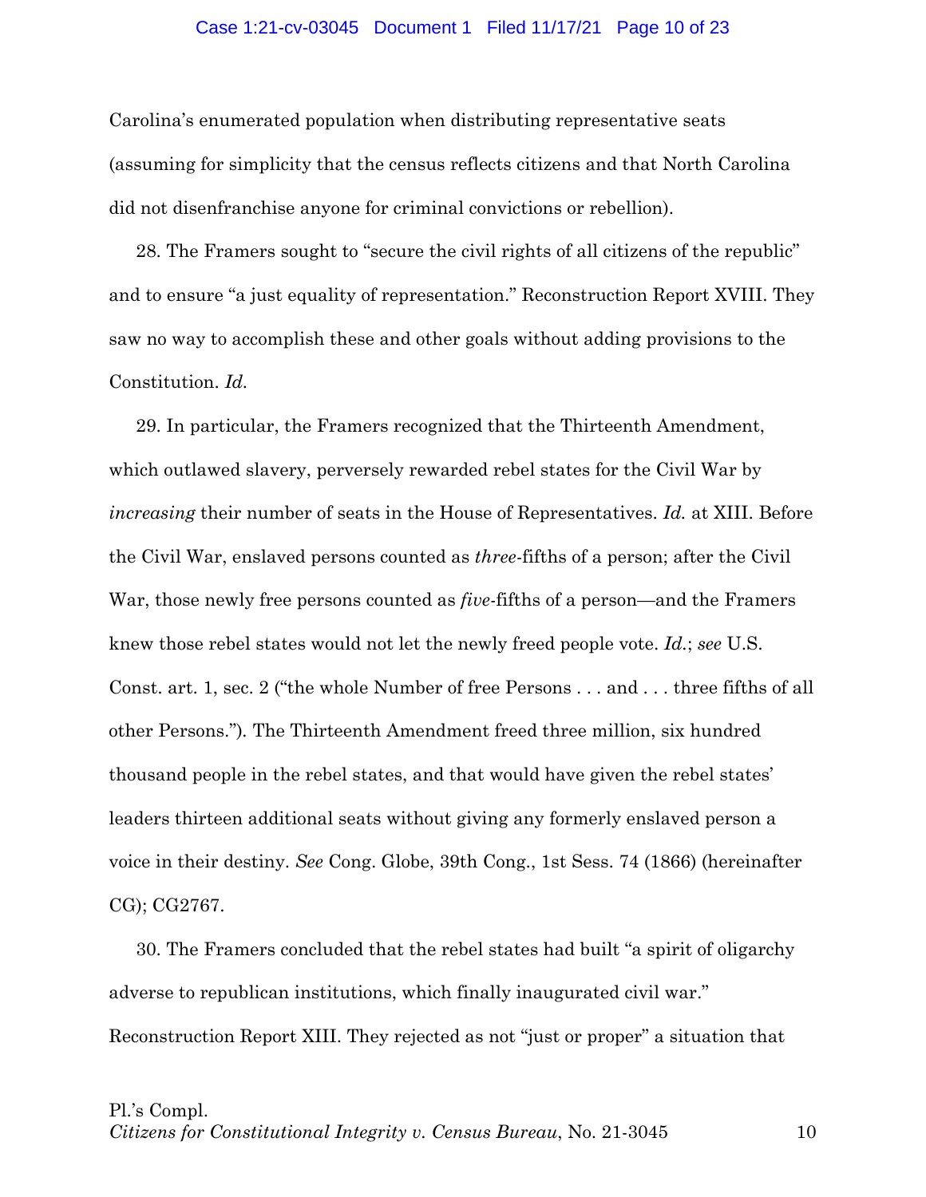Carolina's enumerated population when distributing representative seats (assuming for simplicity that the census reflects citizens and that North Carolina did not disenfranchise anyone for criminal convictions or rebellion).

28. The Framers sought to "secure the civil rights of all citizens of the republic" and to ensure "a just equality of representation." Reconstruction Report XVIII. They saw no way to accomplish these and other goals without adding provisions to the Constitution. *Id.*

29. In particular, the Framers recognized that the Thirteenth Amendment, which outlawed slavery, perversely rewarded rebel states for the Civil War by *increasing* their number of seats in the House of Representatives. *Id.* at XIII. Before the Civil War, enslaved persons counted as *three*-fifths of a person; after the Civil War, those newly free persons counted as *five*-fifths of a person—and the Framers knew those rebel states would not let the newly freed people vote. *Id.*; *see* U.S. Const. art. 1, sec. 2 ("the whole Number of free Persons . . . and . . . three fifths of all other Persons."). The Thirteenth Amendment freed three million, six hundred thousand people in the rebel states, and that would have given the rebel states' leaders thirteen additional seats without giving any formerly enslaved person a voice in their destiny. *See* Cong. Globe, 39th Cong., 1st Sess. 74 (1866) (hereinafter CG); CG2767.

30. The Framers concluded that the rebel states had built "a spirit of oligarchy adverse to republican institutions, which finally inaugurated civil war." Reconstruction Report XIII. They rejected as not "just or proper" a situation that

Pl.'s Compl.
*Citizens for Constitutional Integrity v. Census Bureau*, No. 21-3045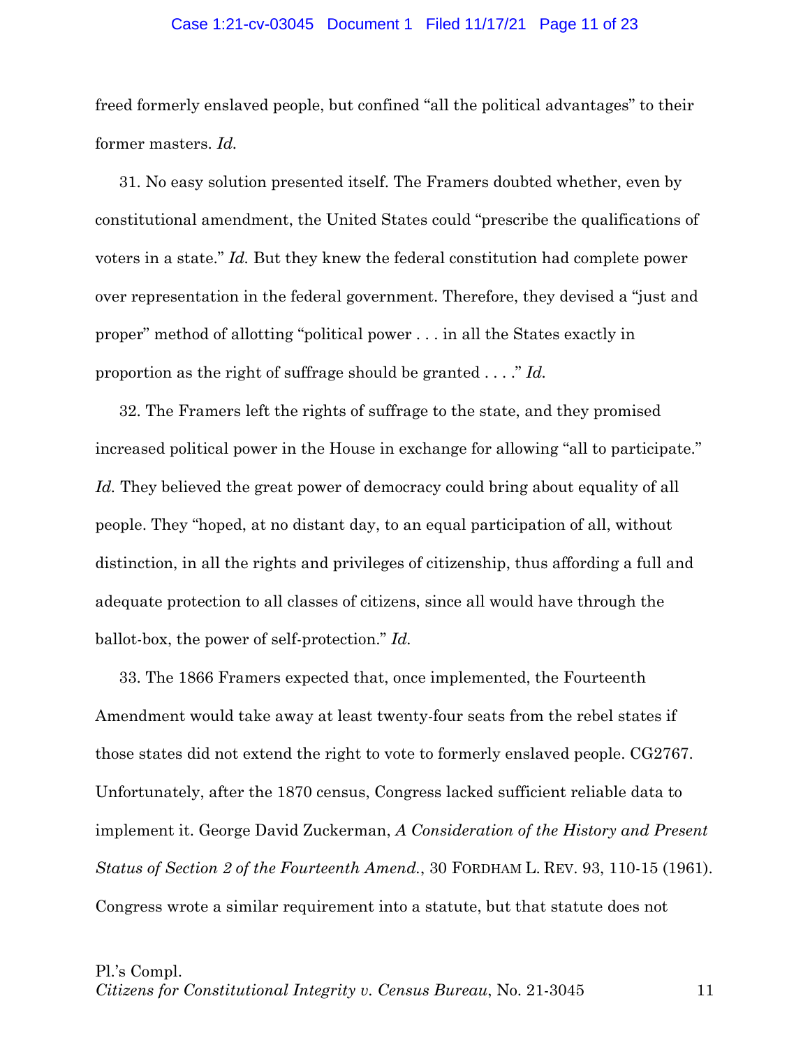freed formerly enslaved people, but confined "all the political advantages" to their former masters. *Id.*

31. No easy solution presented itself. The Framers doubted whether, even by constitutional amendment, the United States could "prescribe the qualifications of voters in a state." *Id.* But they knew the federal constitution had complete power over representation in the federal government. Therefore, they devised a "just and proper" method of allotting "political power . . . in all the States exactly in proportion as the right of suffrage should be granted . . . ." *Id.*

32. The Framers left the rights of suffrage to the state, and they promised increased political power in the House in exchange for allowing "all to participate." *Id.* They believed the great power of democracy could bring about equality of all people. They "hoped, at no distant day, to an equal participation of all, without distinction, in all the rights and privileges of citizenship, thus affording a full and adequate protection to all classes of citizens, since all would have through the ballot-box, the power of self-protection." *Id.*

33. The 1866 Framers expected that, once implemented, the Fourteenth Amendment would take away at least twenty-four seats from the rebel states if those states did not extend the right to vote to formerly enslaved people. CG2767. Unfortunately, after the 1870 census, Congress lacked sufficient reliable data to implement it. George David Zuckerman, *A Consideration of the History and Present Status of Section 2 of the Fourteenth Amend.*, 30 FORDHAM L. REV. 93, 110-15 (1961). Congress wrote a similar requirement into a statute, but that statute does not

Pl.'s Compl.
*Citizens for Constitutional Integrity v. Census Bureau*, No. 21-3045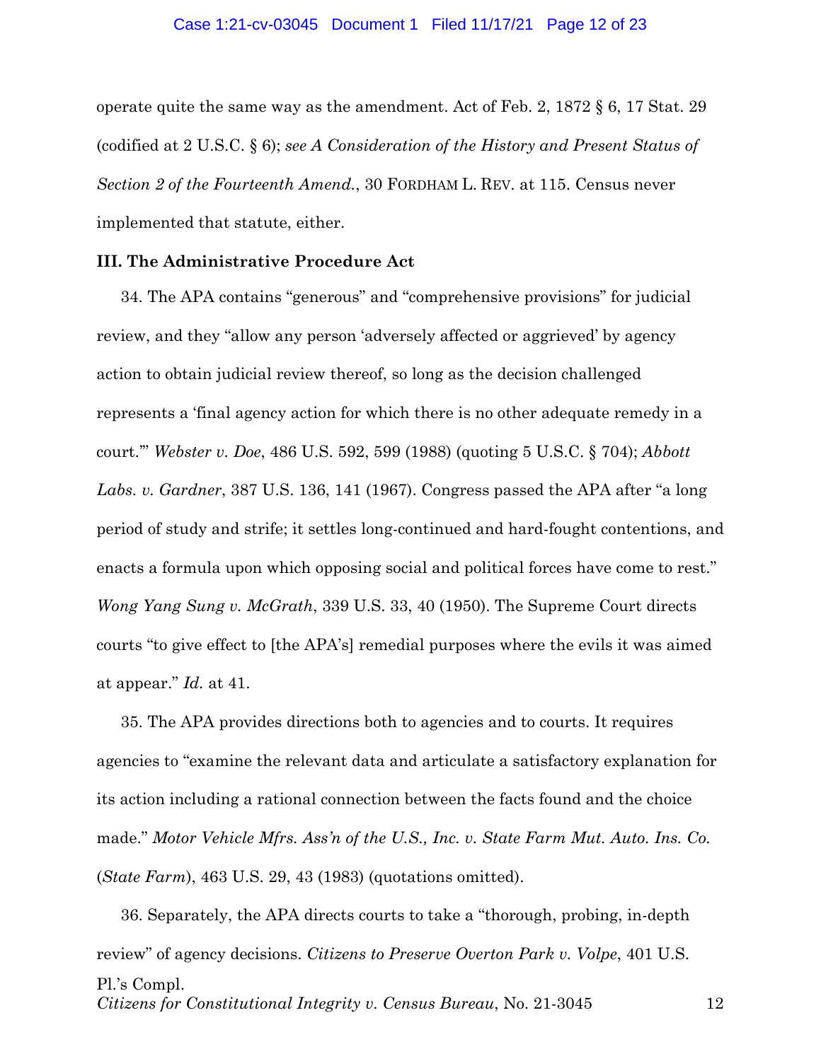operate quite the same way as the amendment. Act of Feb. 2, 1872 § 6, 17 Stat. 29 (codified at 2 U.S.C. § 6); *see A Consideration of the History and Present Status of Section 2 of the Fourteenth Amend.*, 30 FORDHAM L. REV. at 115. Census never implemented that statute, either.

### III. The Administrative Procedure Act

34. The APA contains "generous" and "comprehensive provisions" for judicial review, and they "allow any person 'adversely affected or aggrieved' by agency action to obtain judicial review thereof, so long as the decision challenged represents a 'final agency action for which there is no other adequate remedy in a court.'" *Webster v. Doe*, 486 U.S. 592, 599 (1988) (quoting 5 U.S.C. § 704); *Abbott Labs. v. Gardner*, 387 U.S. 136, 141 (1967). Congress passed the APA after "a long period of study and strife; it settles long-continued and hard-fought contentions, and enacts a formula upon which opposing social and political forces have come to rest." *Wong Yang Sung v. McGrath*, 339 U.S. 33, 40 (1950). The Supreme Court directs courts "to give effect to [the APA's] remedial purposes where the evils it was aimed at appear." *Id.* at 41.

35. The APA provides directions both to agencies and to courts. It requires agencies to "examine the relevant data and articulate a satisfactory explanation for its action including a rational connection between the facts found and the choice made." *Motor Vehicle Mfrs. Ass'n of the U.S., Inc. v. State Farm Mut. Auto. Ins. Co.* (*State Farm*), 463 U.S. 29, 43 (1983) (quotations omitted).

36. Separately, the APA directs courts to take a "thorough, probing, in-depth review" of agency decisions. *Citizens to Preserve Overton Park v. Volpe*, 401 U.S.

Pl.'s Compl.
*Citizens for Constitutional Integrity v. Census Bureau*, No. 21-3045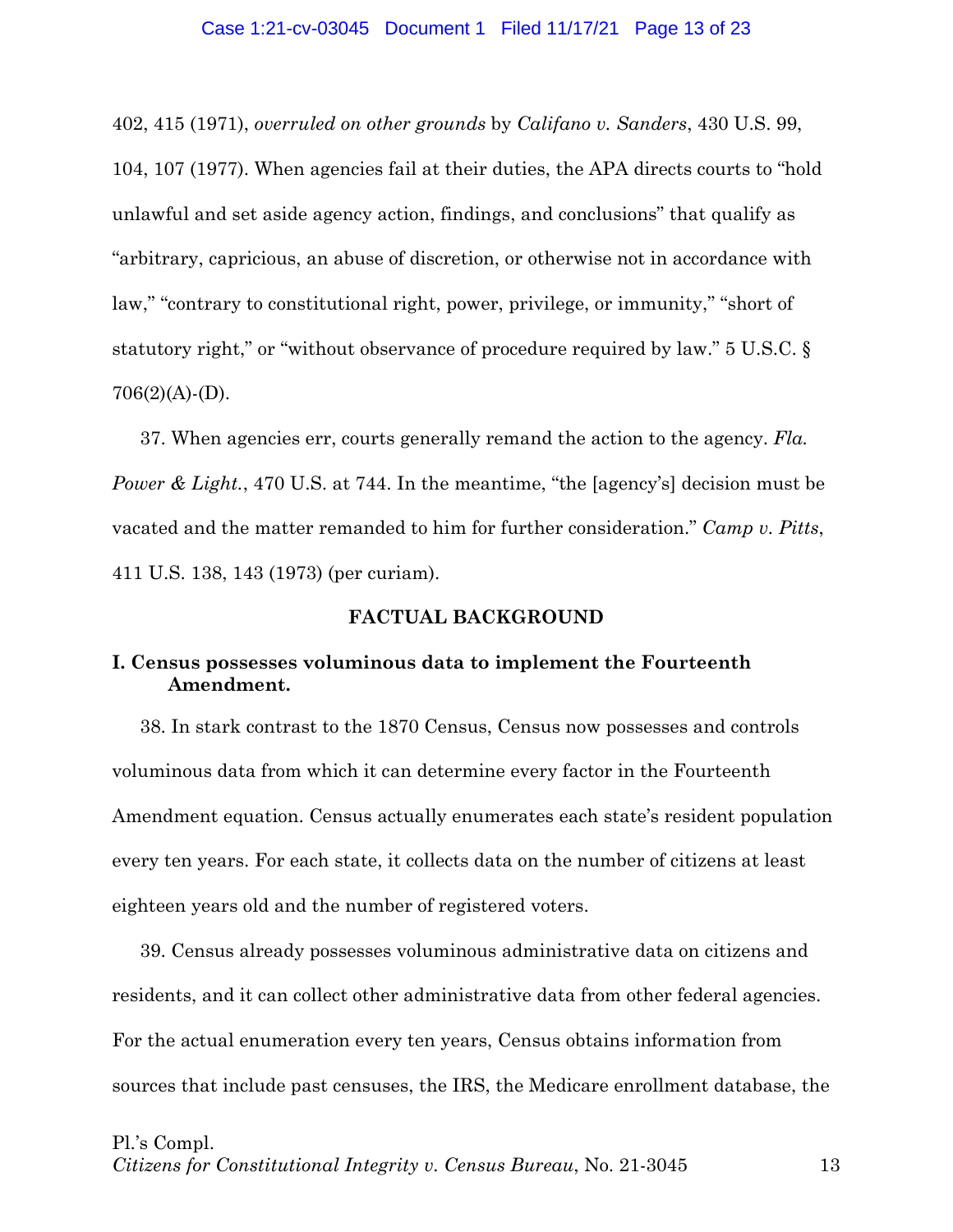402, 415 (1971), *overruled on other grounds* by *Califano v. Sanders*, 430 U.S. 99, 104, 107 (1977). When agencies fail at their duties, the APA directs courts to "hold unlawful and set aside agency action, findings, and conclusions" that qualify as "arbitrary, capricious, an abuse of discretion, or otherwise not in accordance with law," "contrary to constitutional right, power, privilege, or immunity," "short of statutory right," or "without observance of procedure required by law." 5 U.S.C. § 706(2)(A)-(D).

37. When agencies err, courts generally remand the action to the agency. *Fla. Power & Light.*, 470 U.S. at 744. In the meantime, "the [agency's] decision must be vacated and the matter remanded to him for further consideration." *Camp v. Pitts*, 411 U.S. 138, 143 (1973) (per curiam).

## FACTUAL BACKGROUND

### I. Census possesses voluminous data to implement the Fourteenth Amendment.

38. In stark contrast to the 1870 Census, Census now possesses and controls voluminous data from which it can determine every factor in the Fourteenth Amendment equation. Census actually enumerates each state's resident population every ten years. For each state, it collects data on the number of citizens at least eighteen years old and the number of registered voters.

39. Census already possesses voluminous administrative data on citizens and residents, and it can collect other administrative data from other federal agencies. For the actual enumeration every ten years, Census obtains information from sources that include past censuses, the IRS, the Medicare enrollment database, the

Pl.'s Compl.
*Citizens for Constitutional Integrity v. Census Bureau*, No. 21-3045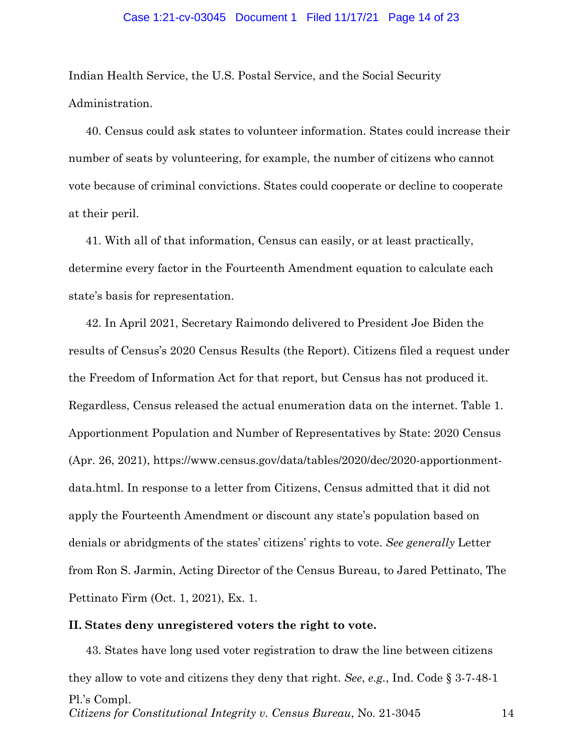Indian Health Service, the U.S. Postal Service, and the Social Security Administration.

40. Census could ask states to volunteer information. States could increase their number of seats by volunteering, for example, the number of citizens who cannot vote because of criminal convictions. States could cooperate or decline to cooperate at their peril.

41. With all of that information, Census can easily, or at least practically, determine every factor in the Fourteenth Amendment equation to calculate each state's basis for representation.

42. In April 2021, Secretary Raimondo delivered to President Joe Biden the results of Census's 2020 Census Results (the Report). Citizens filed a request under the Freedom of Information Act for that report, but Census has not produced it. Regardless, Census released the actual enumeration data on the internet. Table 1. Apportionment Population and Number of Representatives by State: 2020 Census (Apr. 26, 2021), https://www.census.gov/data/tables/2020/dec/2020-apportionment-data.html. In response to a letter from Citizens, Census admitted that it did not apply the Fourteenth Amendment or discount any state's population based on denials or abridgments of the states' citizens' rights to vote. *See generally* Letter from Ron S. Jarmin, Acting Director of the Census Bureau, to Jared Pettinato, The Pettinato Firm (Oct. 1, 2021), Ex. 1.

**II. States deny unregistered voters the right to vote.**

43. States have long used voter registration to draw the line between citizens they allow to vote and citizens they deny that right. *See*, *e.g.*, Ind. Code § 3-7-48-1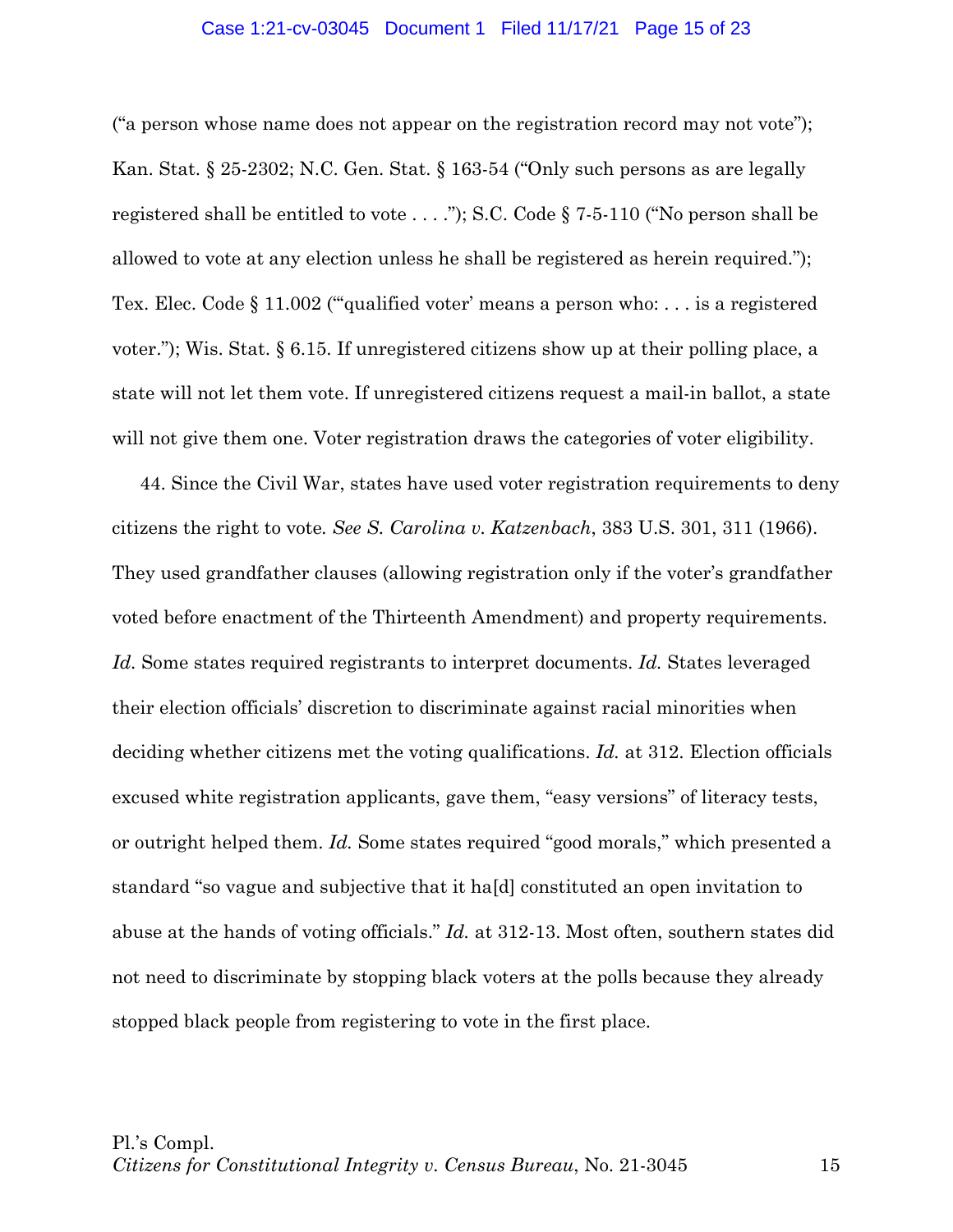("a person whose name does not appear on the registration record may not vote"); Kan. Stat. § 25-2302; N.C. Gen. Stat. § 163-54 ("Only such persons as are legally registered shall be entitled to vote . . . ."); S.C. Code § 7-5-110 ("No person shall be allowed to vote at any election unless he shall be registered as herein required."); Tex. Elec. Code § 11.002 ("'qualified voter' means a person who: . . . is a registered voter."); Wis. Stat. § 6.15. If unregistered citizens show up at their polling place, a state will not let them vote. If unregistered citizens request a mail-in ballot, a state will not give them one. Voter registration draws the categories of voter eligibility.

44. Since the Civil War, states have used voter registration requirements to deny citizens the right to vote. *See S. Carolina v. Katzenbach*, 383 U.S. 301, 311 (1966). They used grandfather clauses (allowing registration only if the voter's grandfather voted before enactment of the Thirteenth Amendment) and property requirements. *Id.* Some states required registrants to interpret documents. *Id.* States leveraged their election officials' discretion to discriminate against racial minorities when deciding whether citizens met the voting qualifications. *Id.* at 312. Election officials excused white registration applicants, gave them, "easy versions" of literacy tests, or outright helped them. *Id.* Some states required "good morals," which presented a standard "so vague and subjective that it ha[d] constituted an open invitation to abuse at the hands of voting officials." *Id.* at 312-13. Most often, southern states did not need to discriminate by stopping black voters at the polls because they already stopped black people from registering to vote in the first place.

Pl.'s Compl.
*Citizens for Constitutional Integrity v. Census Bureau*, No. 21-3045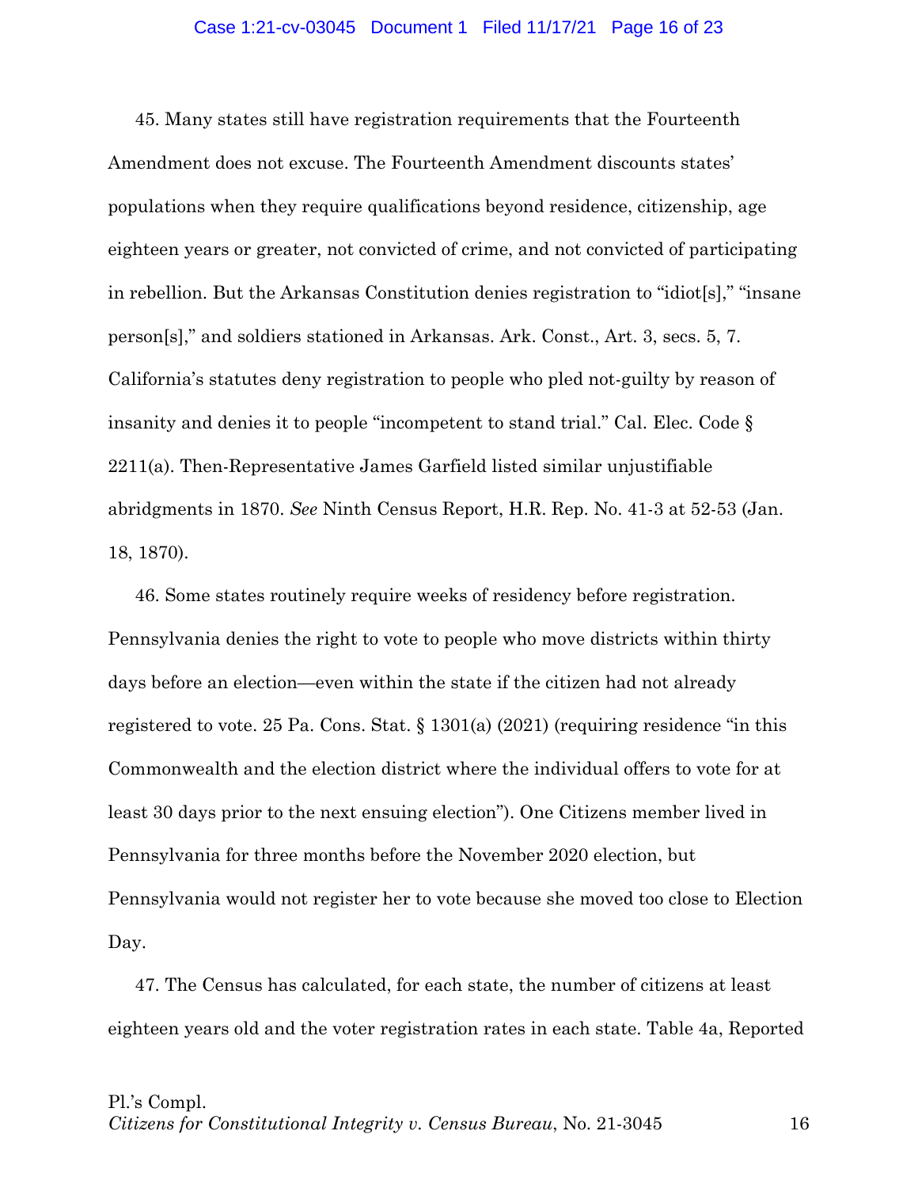45. Many states still have registration requirements that the Fourteenth Amendment does not excuse. The Fourteenth Amendment discounts states' populations when they require qualifications beyond residence, citizenship, age eighteen years or greater, not convicted of crime, and not convicted of participating in rebellion. But the Arkansas Constitution denies registration to "idiot[s]," "insane person[s]," and soldiers stationed in Arkansas. Ark. Const., Art. 3, secs. 5, 7. California's statutes deny registration to people who pled not-guilty by reason of insanity and denies it to people "incompetent to stand trial." Cal. Elec. Code § 2211(a). Then-Representative James Garfield listed similar unjustifiable abridgments in 1870. *See* Ninth Census Report, H.R. Rep. No. 41-3 at 52-53 (Jan. 18, 1870).

46. Some states routinely require weeks of residency before registration. Pennsylvania denies the right to vote to people who move districts within thirty days before an election—even within the state if the citizen had not already registered to vote. 25 Pa. Cons. Stat. § 1301(a) (2021) (requiring residence "in this Commonwealth and the election district where the individual offers to vote for at least 30 days prior to the next ensuing election"). One Citizens member lived in Pennsylvania for three months before the November 2020 election, but Pennsylvania would not register her to vote because she moved too close to Election Day.

47. The Census has calculated, for each state, the number of citizens at least eighteen years old and the voter registration rates in each state. Table 4a, Reported

Pl.'s Compl.
*Citizens for Constitutional Integrity v. Census Bureau*, No. 21-3045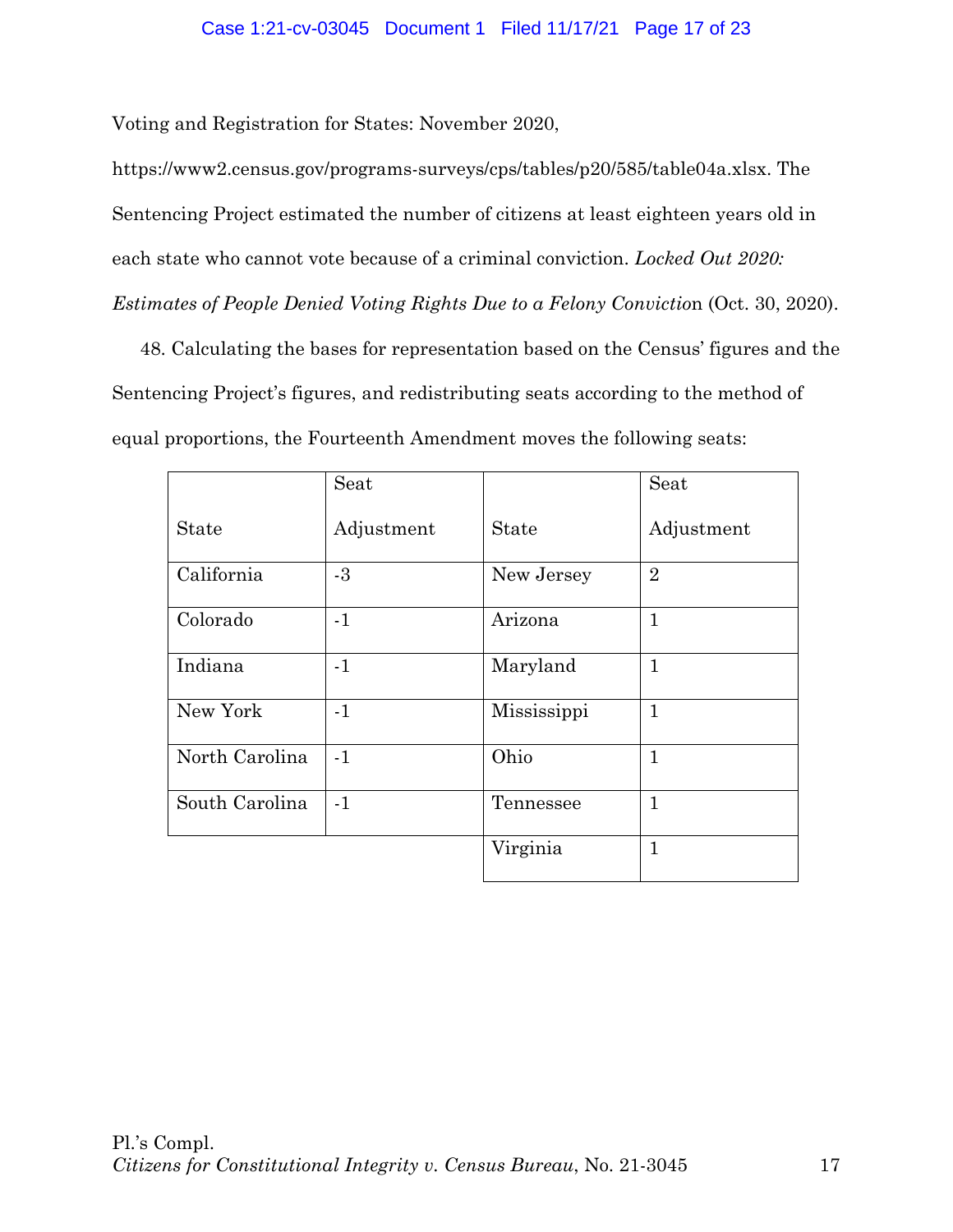Voting and Registration for States: November 2020, https://www2.census.gov/programs-surveys/cps/tables/p20/585/table04a.xlsx. The Sentencing Project estimated the number of citizens at least eighteen years old in each state who cannot vote because of a criminal conviction. *Locked Out 2020: Estimates of People Denied Voting Rights Due to a Felony Convictio*n (Oct. 30, 2020).

48. Calculating the bases for representation based on the Census' figures and the Sentencing Project's figures, and redistributing seats according to the method of equal proportions, the Fourteenth Amendment moves the following seats:

| State | Seat Adjustment | State | Seat Adjustment |
|---|---|---|---|
| California | -3 | New Jersey | 2 |
| Colorado | -1 | Arizona | 1 |
| Indiana | -1 | Maryland | 1 |
| New York | -1 | Mississippi | 1 |
| North Carolina | -1 | Ohio | 1 |
| South Carolina | -1 | Tennessee | 1 |
| | | Virginia | 1 |

Pl.'s Compl.
*Citizens for Constitutional Integrity v. Census Bureau*, No. 21-3045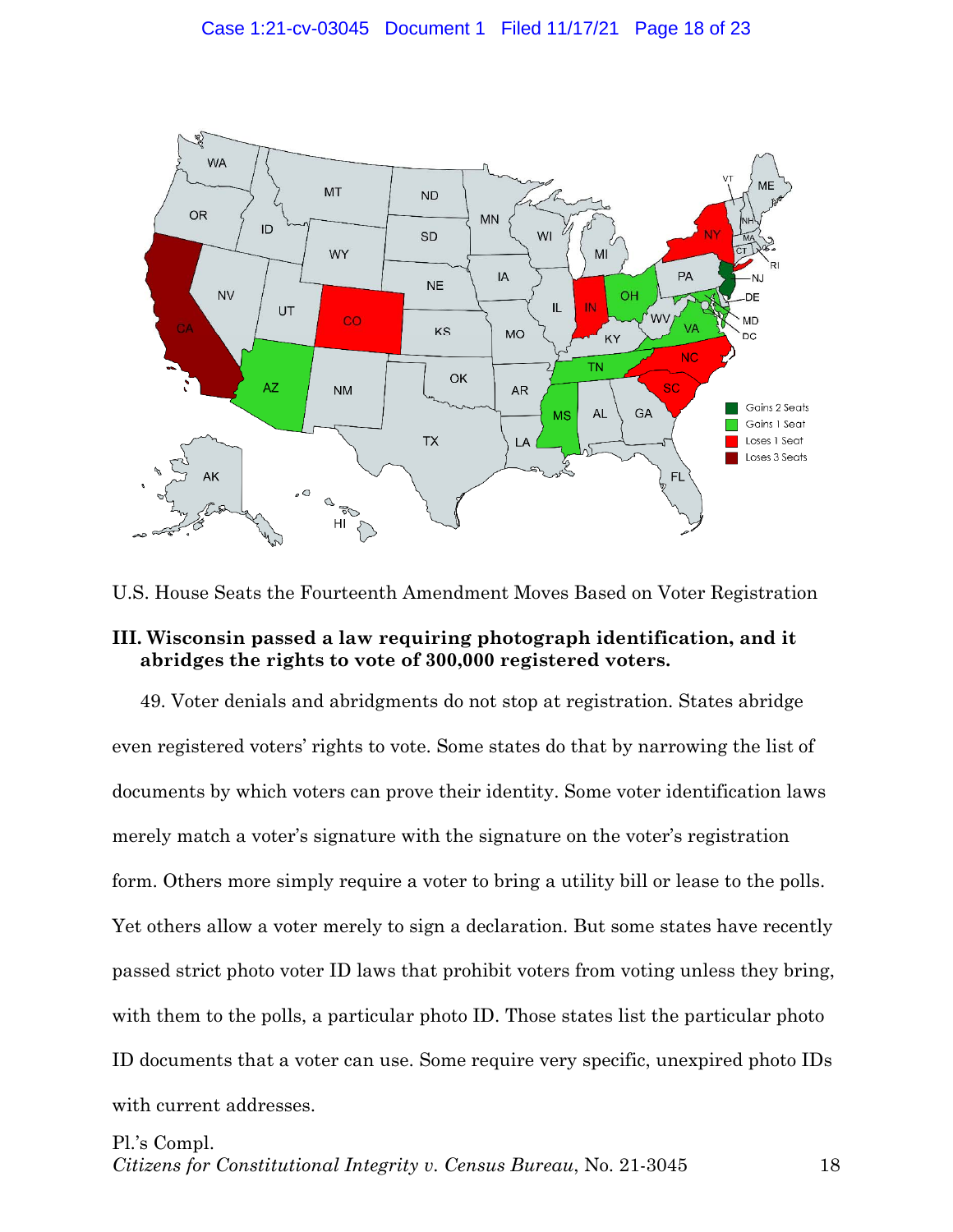U.S. House Seats the Fourteenth Amendment Moves Based on Voter Registration

### III. Wisconsin passed a law requiring photograph identification, and it abridges the rights to vote of 300,000 registered voters.

49. Voter denials and abridgments do not stop at registration. States abridge even registered voters' rights to vote. Some states do that by narrowing the list of documents by which voters can prove their identity. Some voter identification laws merely match a voter's signature with the signature on the voter's registration form. Others more simply require a voter to bring a utility bill or lease to the polls. Yet others allow a voter merely to sign a declaration. But some states have recently passed strict photo voter ID laws that prohibit voters from voting unless they bring, with them to the polls, a particular photo ID. Those states list the particular photo ID documents that a voter can use. Some require very specific, unexpired photo IDs with current addresses.

Pl.'s Compl.
*Citizens for Constitutional Integrity v. Census Bureau*, No. 21-3045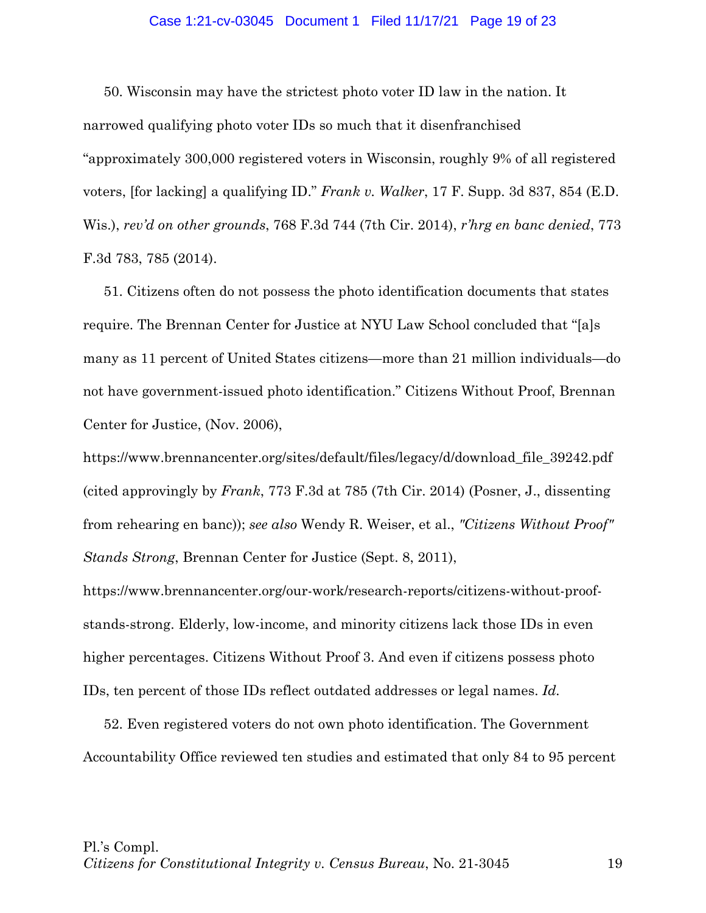50. Wisconsin may have the strictest photo voter ID law in the nation. It narrowed qualifying photo voter IDs so much that it disenfranchised "approximately 300,000 registered voters in Wisconsin, roughly 9% of all registered voters, [for lacking] a qualifying ID." *Frank v. Walker*, 17 F. Supp. 3d 837, 854 (E.D. Wis.), *rev'd on other grounds*, 768 F.3d 744 (7th Cir. 2014), *r'hrg en banc denied*, 773 F.3d 783, 785 (2014).

51. Citizens often do not possess the photo identification documents that states require. The Brennan Center for Justice at NYU Law School concluded that "[a]s many as 11 percent of United States citizens—more than 21 million individuals—do not have government-issued photo identification." Citizens Without Proof, Brennan Center for Justice, (Nov. 2006), https://www.brennancenter.org/sites/default/files/legacy/d/download_file_39242.pdf (cited approvingly by *Frank*, 773 F.3d at 785 (7th Cir. 2014) (Posner, J., dissenting from rehearing en banc)); *see also* Wendy R. Weiser, et al., *"Citizens Without Proof" Stands Strong*, Brennan Center for Justice (Sept. 8, 2011), https://www.brennancenter.org/our-work/research-reports/citizens-without-proof-stands-strong. Elderly, low-income, and minority citizens lack those IDs in even higher percentages. Citizens Without Proof 3. And even if citizens possess photo IDs, ten percent of those IDs reflect outdated addresses or legal names. *Id.*

52. Even registered voters do not own photo identification. The Government Accountability Office reviewed ten studies and estimated that only 84 to 95 percent

Pl.'s Compl.
*Citizens for Constitutional Integrity v. Census Bureau*, No. 21-3045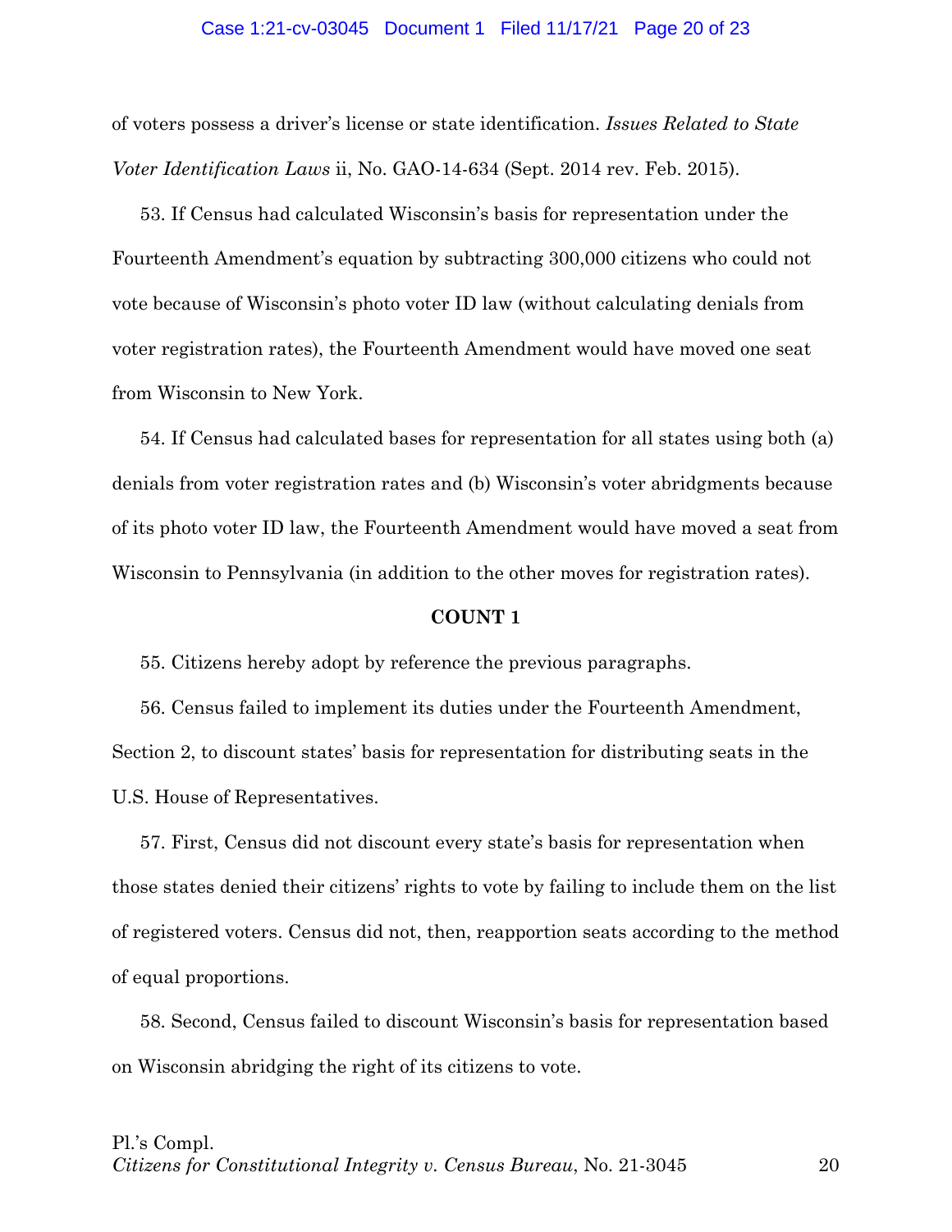of voters possess a driver's license or state identification. *Issues Related to State Voter Identification Laws* ii, No. GAO-14-634 (Sept. 2014 rev. Feb. 2015).

53. If Census had calculated Wisconsin's basis for representation under the Fourteenth Amendment's equation by subtracting 300,000 citizens who could not vote because of Wisconsin's photo voter ID law (without calculating denials from voter registration rates), the Fourteenth Amendment would have moved one seat from Wisconsin to New York.

54. If Census had calculated bases for representation for all states using both (a) denials from voter registration rates and (b) Wisconsin's voter abridgments because of its photo voter ID law, the Fourteenth Amendment would have moved a seat from Wisconsin to Pennsylvania (in addition to the other moves for registration rates).

**COUNT 1**

55. Citizens hereby adopt by reference the previous paragraphs.

56. Census failed to implement its duties under the Fourteenth Amendment, Section 2, to discount states' basis for representation for distributing seats in the U.S. House of Representatives.

57. First, Census did not discount every state's basis for representation when those states denied their citizens' rights to vote by failing to include them on the list of registered voters. Census did not, then, reapportion seats according to the method of equal proportions.

58. Second, Census failed to discount Wisconsin's basis for representation based on Wisconsin abridging the right of its citizens to vote.

Pl.'s Compl.
*Citizens for Constitutional Integrity v. Census Bureau*, No. 21-3045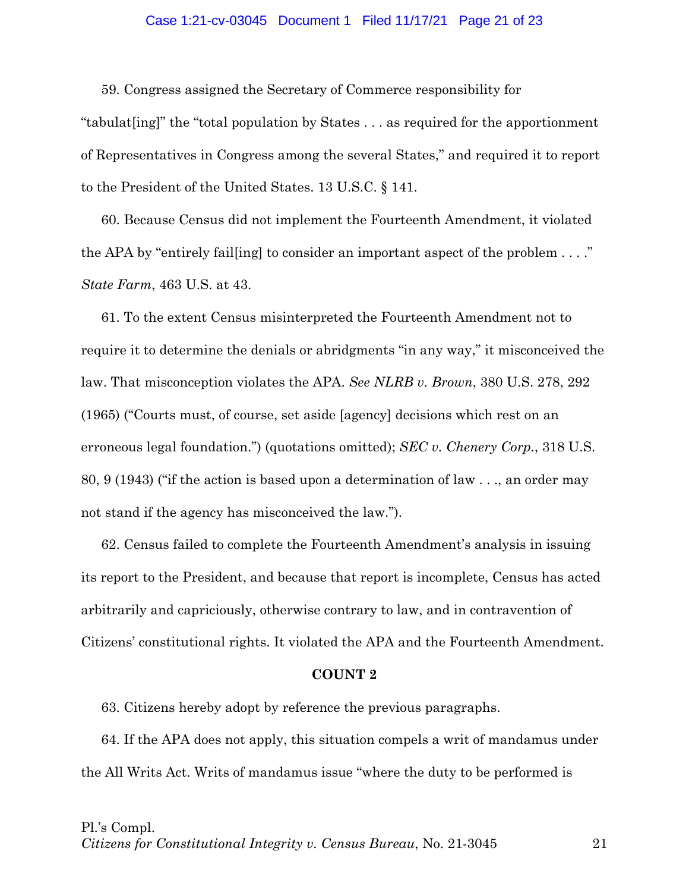59. Congress assigned the Secretary of Commerce responsibility for "tabulat[ing]" the "total population by States . . . as required for the apportionment of Representatives in Congress among the several States," and required it to report to the President of the United States. 13 U.S.C. § 141.

60. Because Census did not implement the Fourteenth Amendment, it violated the APA by "entirely fail[ing] to consider an important aspect of the problem . . . ." *State Farm*, 463 U.S. at 43.

61. To the extent Census misinterpreted the Fourteenth Amendment not to require it to determine the denials or abridgments "in any way," it misconceived the law. That misconception violates the APA. *See NLRB v. Brown*, 380 U.S. 278, 292 (1965) ("Courts must, of course, set aside [agency] decisions which rest on an erroneous legal foundation.") (quotations omitted); *SEC v. Chenery Corp.*, 318 U.S. 80, 9 (1943) ("if the action is based upon a determination of law . . ., an order may not stand if the agency has misconceived the law.").

62. Census failed to complete the Fourteenth Amendment's analysis in issuing its report to the President, and because that report is incomplete, Census has acted arbitrarily and capriciously, otherwise contrary to law, and in contravention of Citizens' constitutional rights. It violated the APA and the Fourteenth Amendment.

**COUNT 2**

63. Citizens hereby adopt by reference the previous paragraphs.

64. If the APA does not apply, this situation compels a writ of mandamus under the All Writs Act. Writs of mandamus issue "where the duty to be performed is

Pl.'s Compl.
*Citizens for Constitutional Integrity v. Census Bureau*, No. 21-3045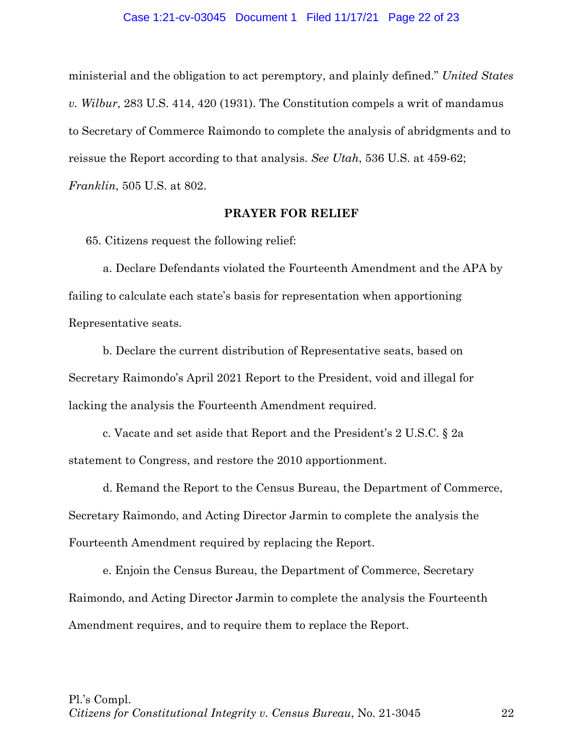ministerial and the obligation to act peremptory, and plainly defined." *United States v. Wilbur*, 283 U.S. 414, 420 (1931). The Constitution compels a writ of mandamus to Secretary of Commerce Raimondo to complete the analysis of abridgments and to reissue the Report according to that analysis. *See Utah*, 536 U.S. at 459-62; *Franklin*, 505 U.S. at 802.

## PRAYER FOR RELIEF

65. Citizens request the following relief:

a. Declare Defendants violated the Fourteenth Amendment and the APA by failing to calculate each state's basis for representation when apportioning Representative seats.

b. Declare the current distribution of Representative seats, based on Secretary Raimondo's April 2021 Report to the President, void and illegal for lacking the analysis the Fourteenth Amendment required.

c. Vacate and set aside that Report and the President's 2 U.S.C. § 2a statement to Congress, and restore the 2010 apportionment.

d. Remand the Report to the Census Bureau, the Department of Commerce, Secretary Raimondo, and Acting Director Jarmin to complete the analysis the Fourteenth Amendment required by replacing the Report.

e. Enjoin the Census Bureau, the Department of Commerce, Secretary Raimondo, and Acting Director Jarmin to complete the analysis the Fourteenth Amendment requires, and to require them to replace the Report.

Pl.'s Compl.
*Citizens for Constitutional Integrity v. Census Bureau*, No. 21-3045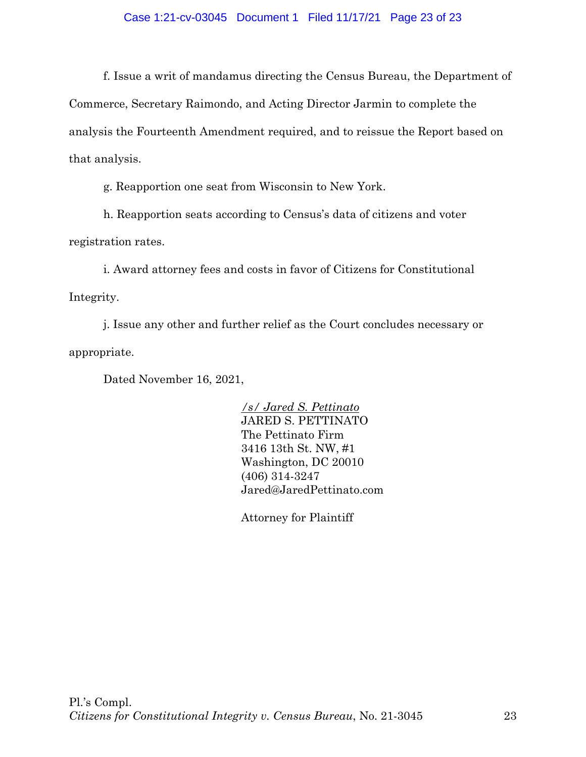f. Issue a writ of mandamus directing the Census Bureau, the Department of Commerce, Secretary Raimondo, and Acting Director Jarmin to complete the analysis the Fourteenth Amendment required, and to reissue the Report based on that analysis.

g. Reapportion one seat from Wisconsin to New York.

h. Reapportion seats according to Census's data of citizens and voter registration rates.

i. Award attorney fees and costs in favor of Citizens for Constitutional Integrity.

j. Issue any other and further relief as the Court concludes necessary or appropriate.

Dated November 16, 2021,

*/s/ Jared S. Pettinato*
JARED S. PETTINATO
The Pettinato Firm
3416 13th St. NW, #1
Washington, DC 20010
(406) 314-3247
Jared@JaredPettinato.com

Attorney for Plaintiff